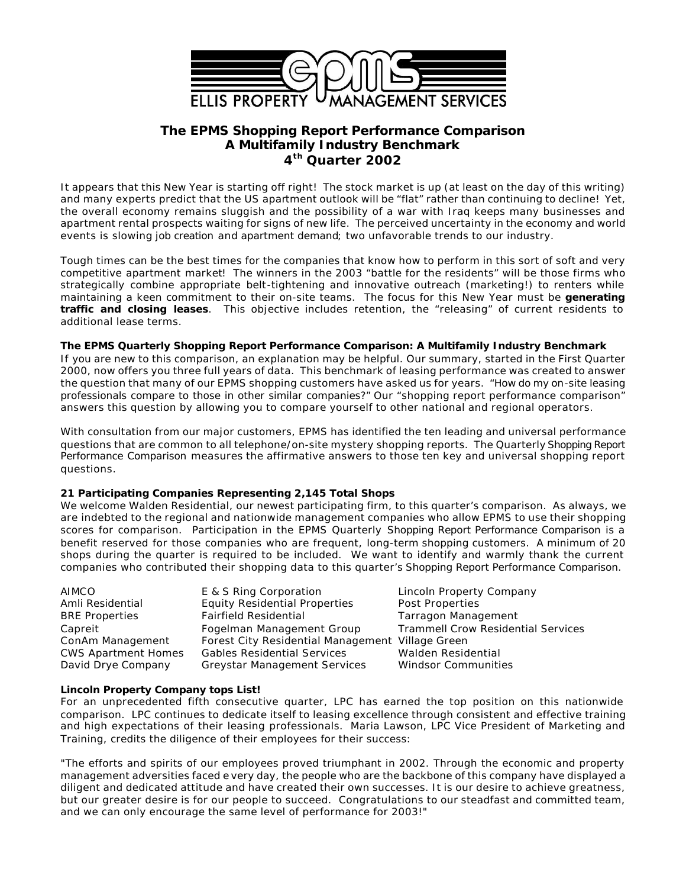ELLIS PROPERTY MANAGEMENT SERVICES

# The EPMS Shopping Report Performance Comparison
## A Multifamily Industry Benchmark
## 4th Quarter 2002

It appears that this New Year is starting off right! The stock market is up (at least on the day of this writing) and many experts predict that the US apartment outlook will be "flat" rather than continuing to decline! Yet, the overall economy remains sluggish and the possibility of a war with Iraq keeps many businesses and apartment rental prospects waiting for signs of new life. The perceived uncertainty in the economy and world events is slowing job creation and apartment demand; two unfavorable trends to our industry.

Tough times can be the best times for the companies that know how to perform in this sort of soft and very competitive apartment market! The winners in the 2003 "battle for the residents" will be those firms who strategically combine appropriate belt-tightening and innovative outreach (marketing!) to renters while maintaining a keen commitment to their on-site teams. The focus for this New Year must be **generating traffic and closing leases**. This objective includes retention, the "releasing" of current residents to additional lease terms.

**The EPMS Quarterly Shopping Report Performance Comparison: A Multifamily Industry Benchmark**

If you are new to this comparison, an explanation may be helpful. Our summary, started in the First Quarter 2000, now offers you three full years of data. This benchmark of leasing performance was created to answer the question that many of our EPMS shopping customers have asked us for years. "How do my on-site leasing professionals compare to those in other similar companies?" Our "shopping report performance comparison" answers this question by allowing you to compare yourself to other national and regional operators.

With consultation from our major customers, EPMS has identified the ten leading and universal performance questions that are common to all telephone/on-site mystery shopping reports. The Quarterly Shopping Report Performance Comparison measures the affirmative answers to those ten key and universal shopping report questions.

**21 Participating Companies Representing 2,145 Total Shops**

We welcome Walden Residential, our newest participating firm, to this quarter's comparison. As always, we are indebted to the regional and nationwide management companies who allow EPMS to use their shopping scores for comparison. Participation in the EPMS Quarterly Shopping Report Performance Comparison is a benefit reserved for those companies who are frequent, long-term shopping customers. A minimum of 20 shops during the quarter is required to be included. We want to identify and warmly thank the current companies who contributed their shopping data to this quarter's Shopping Report Performance Comparison.

| | | |
|---|---|---|
| AIMCO | E & S Ring Corporation | Lincoln Property Company |
| Amli Residential | Equity Residential Properties | Post Properties |
| BRE Properties | Fairfield Residential | Tarragon Management |
| Capreit | Fogelman Management Group | Trammell Crow Residential Services |
| ConAm Management | Forest City Residential Management | Village Green |
| CWS Apartment Homes | Gables Residential Services | Walden Residential |
| David Drye Company | Greystar Management Services | Windsor Communities |

**Lincoln Property Company tops List!**

For an unprecedented fifth consecutive quarter, LPC has earned the top position on this nationwide comparison. LPC continues to dedicate itself to leasing excellence through consistent and effective training and high expectations of their leasing professionals. Maria Lawson, LPC Vice President of Marketing and Training, credits the diligence of their employees for their success:

"The efforts and spirits of our employees proved triumphant in 2002. Through the economic and property management adversities faced every day, the people who are the backbone of this company have displayed a diligent and dedicated attitude and have created their own successes. It is our desire to achieve greatness, but our greater desire is for our people to succeed. Congratulations to our steadfast and committed team, and we can only encourage the same level of performance for 2003!"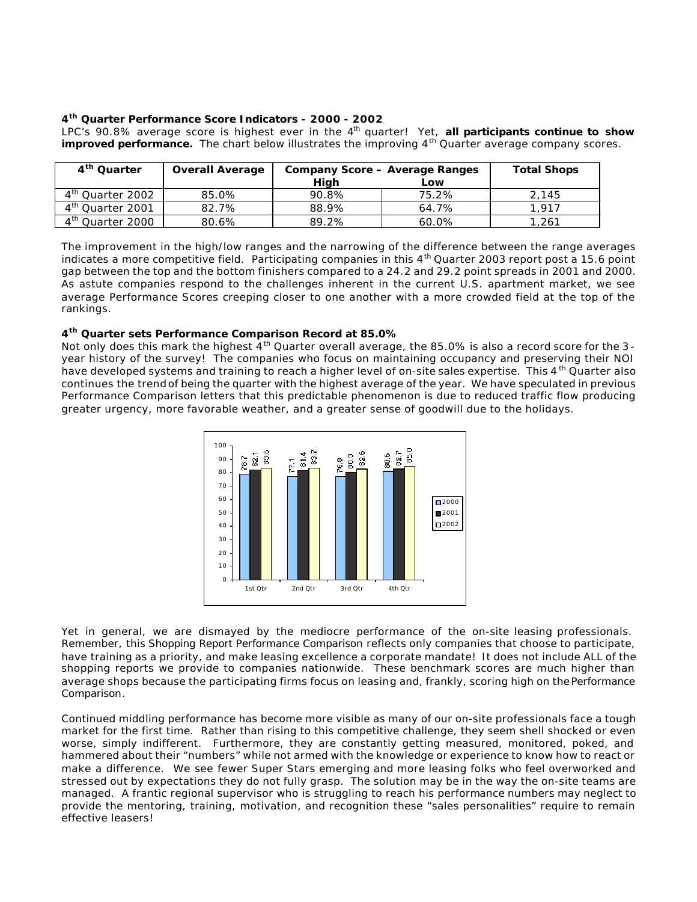### 4th Quarter Performance Score Indicators - 2000 - 2002

LPC's 90.8% average score is highest ever in the 4th quarter! Yet, **all participants continue to show improved performance.** The chart below illustrates the improving 4th Quarter average company scores.

| 4th Quarter | Overall Average | Company Score – Average Ranges | | Total Shops |
|---|---|---|---|---|
| | | High | Low | |
| 4th Quarter 2002 | 85.0% | 90.8% | 75.2% | 2,145 |
| 4th Quarter 2001 | 82.7% | 88.9% | 64.7% | 1,917 |
| 4th Quarter 2000 | 80.6% | 89.2% | 60.0% | 1,261 |

The improvement in the high/low ranges and the narrowing of the difference between the range averages indicates a more competitive field. Participating companies in this 4th Quarter 2003 report post a 15.6 point gap between the top and the bottom finishers compared to a 24.2 and 29.2 point spreads in 2001 and 2000. As astute companies respond to the challenges inherent in the current U.S. apartment market, we see average Performance Scores creeping closer to one another with a more crowded field at the top of the rankings.

### 4th Quarter sets Performance Comparison Record at 85.0%

Not only does this mark the highest 4th Quarter overall average, the 85.0% is also a record score for the 3-year history of the survey! The companies who focus on maintaining occupancy and preserving their NOI have developed systems and training to reach a higher level of on-site sales expertise. This 4th Quarter also continues the trend of being the quarter with the highest average of the year. We have speculated in previous Performance Comparison letters that this predictable phenomenon is due to reduced traffic flow producing greater urgency, more favorable weather, and a greater sense of goodwill due to the holidays.

| | 2000 | 2001 | 2002 |
|---|---|---|---|
| 1st Qtr | 78.7 | 82.1 | 83.6 |
| 2nd Qtr | 77.1 | 81.4 | 83.7 |
| 3rd Qtr | 76.8 | 80.3 | 82.6 |
| 4th Qtr | 80.6 | 82.7 | 85.0 |

Yet in general, we are dismayed by the mediocre performance of the on-site leasing professionals. Remember, this Shopping Report Performance Comparison reflects only companies that choose to participate, have training as a priority, and make leasing excellence a corporate mandate! It does not include ALL of the shopping reports we provide to companies nationwide. These benchmark scores are much higher than average shops because the participating firms focus on leasing and, frankly, scoring high on the Performance Comparison.

Continued middling performance has become more visible as many of our on-site professionals face a tough market for the first time. Rather than rising to this competitive challenge, they seem shell shocked or even worse, simply indifferent. Furthermore, they are constantly getting measured, monitored, poked, and hammered about their "numbers" while not armed with the knowledge or experience to know how to react or make a difference. We see fewer Super Stars emerging and more leasing folks who feel overworked and stressed out by expectations they do not fully grasp. The solution may be in the way the on-site teams are managed. A frantic regional supervisor who is struggling to reach his performance numbers may neglect to provide the mentoring, training, motivation, and recognition these "sales personalities" require to remain effective leasers!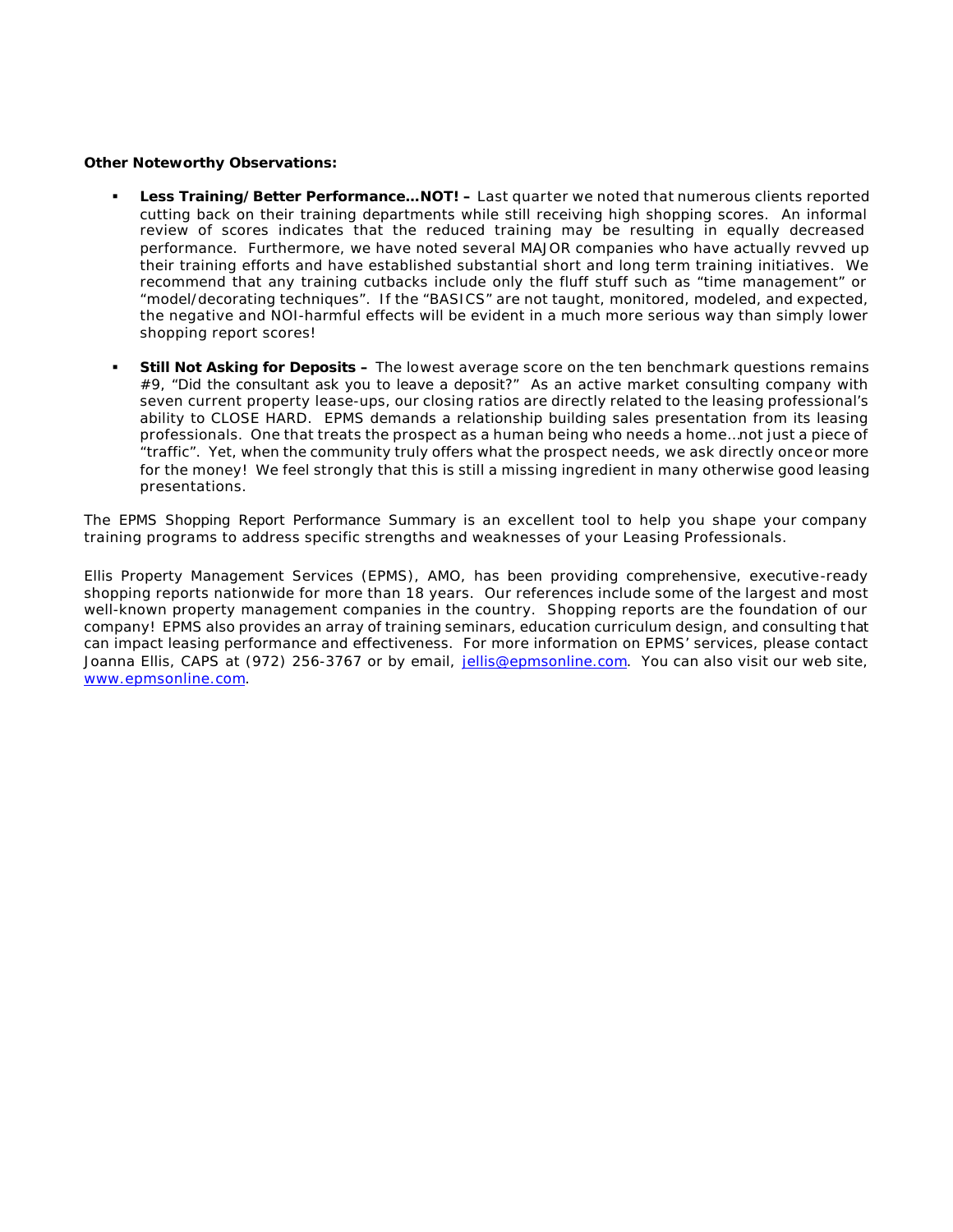**Other Noteworthy Observations:**

- **Less Training/Better Performance…NOT! –** Last quarter we noted that numerous clients reported cutting back on their training departments while still receiving high shopping scores. An informal review of scores indicates that the reduced training may be resulting in equally decreased performance. Furthermore, we have noted several MAJOR companies who have actually revved up their training efforts and have established substantial short and long term training initiatives. We recommend that any training cutbacks include only the fluff stuff such as "time management" or "model/decorating techniques". If the "BASICS" are not taught, monitored, modeled, and expected, the negative and NOI-harmful effects will be evident in a much more serious way than simply lower shopping report scores!

- **Still Not Asking for Deposits –** The lowest average score on the ten benchmark questions remains #9, "Did the consultant ask you to leave a deposit?" As an active market consulting company with seven current property lease-ups, our closing ratios are directly related to the leasing professional's ability to CLOSE HARD. EPMS demands a relationship building sales presentation from its leasing professionals. One that treats the prospect as a human being who needs a home…not just a piece of "traffic". Yet, when the community truly offers what the prospect needs, we ask directly once or more for the money! We feel strongly that this is still a missing ingredient in many otherwise good leasing presentations.

The EPMS Shopping Report Performance Summary is an excellent tool to help you shape your company training programs to address specific strengths and weaknesses of your Leasing Professionals.

Ellis Property Management Services (EPMS), AMO, has been providing comprehensive, executive-ready shopping reports nationwide for more than 18 years. Our references include some of the largest and most well-known property management companies in the country. Shopping reports are the foundation of our company! EPMS also provides an array of training seminars, education curriculum design, and consulting that can impact leasing performance and effectiveness. For more information on EPMS' services, please contact Joanna Ellis, CAPS at (972) 256-3767 or by email, jellis@epmsonline.com. You can also visit our web site, www.epmsonline.com.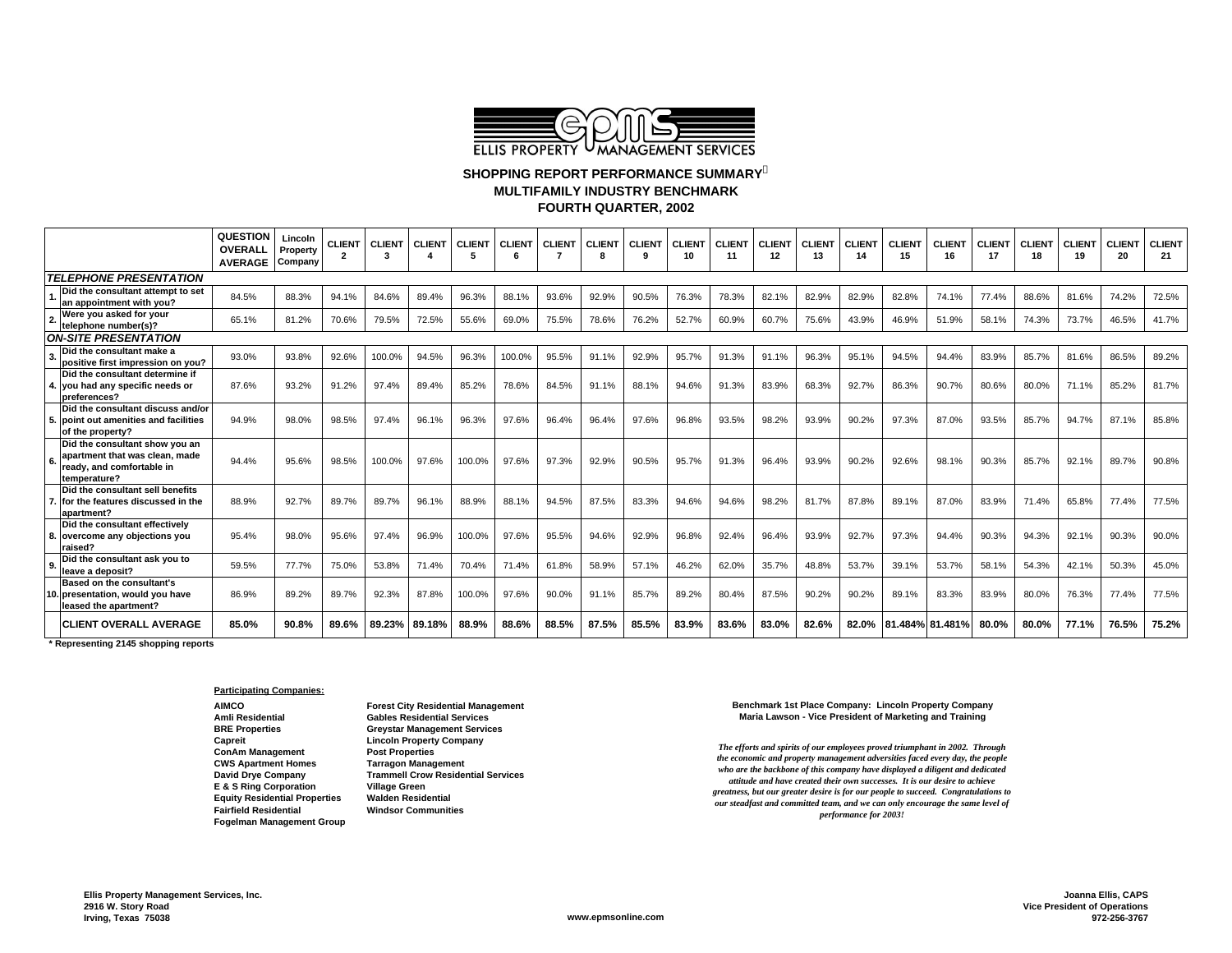ELLIS PROPERTY MANAGEMENT SERVICES

**SHOPPING REPORT PERFORMANCE SUMMARY***
**MULTIFAMILY INDUSTRY BENCHMARK**
**FOURTH QUARTER, 2002**

| | | QUESTION OVERALL AVERAGE | Lincoln Property Company | CLIENT 2 | CLIENT 3 | CLIENT 4 | CLIENT 5 | CLIENT 6 | CLIENT 7 | CLIENT 8 | CLIENT 9 | CLIENT 10 | CLIENT 11 | CLIENT 12 | CLIENT 13 | CLIENT 14 | CLIENT 15 | CLIENT 16 | CLIENT 17 | CLIENT 18 | CLIENT 19 | CLIENT 20 | CLIENT 21 |
|---|---|---|---|---|---|---|---|---|---|---|---|---|---|---|---|---|---|---|---|---|---|---|---|
| | ***TELEPHONE PRESENTATION*** | | | | | | | | | | | | | | | | | | | | | | |
| 1. | Did the consultant attempt to set an appointment with you? | 84.5% | 88.3% | 94.1% | 84.6% | 89.4% | 96.3% | 88.1% | 93.6% | 92.9% | 90.5% | 76.3% | 78.3% | 82.1% | 82.9% | 82.9% | 82.8% | 74.1% | 77.4% | 88.6% | 81.6% | 74.2% | 72.5% |
| 2. | Were you asked for your telephone number(s)? | 65.1% | 81.2% | 70.6% | 79.5% | 72.5% | 55.6% | 69.0% | 75.5% | 78.6% | 76.2% | 52.7% | 60.9% | 60.7% | 75.6% | 43.9% | 46.9% | 51.9% | 58.1% | 74.3% | 73.7% | 46.5% | 41.7% |
| | ***ON-SITE PRESENTATION*** | | | | | | | | | | | | | | | | | | | | | | |
| 3. | Did the consultant make a positive first impression on you? | 93.0% | 93.8% | 92.6% | 100.0% | 94.5% | 96.3% | 100.0% | 95.5% | 91.1% | 92.9% | 95.7% | 91.3% | 91.1% | 96.3% | 95.1% | 94.5% | 94.4% | 83.9% | 85.7% | 81.6% | 86.5% | 89.2% |
| 4. | Did the consultant determine if you had any specific needs or preferences? | 87.6% | 93.2% | 91.2% | 97.4% | 89.4% | 85.2% | 78.6% | 84.5% | 91.1% | 88.1% | 94.6% | 91.3% | 83.9% | 68.3% | 92.7% | 86.3% | 90.7% | 80.6% | 80.0% | 71.1% | 85.2% | 81.7% |
| 5. | Did the consultant discuss and/or point out amenities and facilities of the property? | 94.9% | 98.0% | 98.5% | 97.4% | 96.1% | 96.3% | 97.6% | 96.4% | 96.4% | 97.6% | 96.8% | 93.5% | 98.2% | 93.9% | 90.2% | 97.3% | 87.0% | 93.5% | 85.7% | 94.7% | 87.1% | 85.8% |
| 6. | Did the consultant show you an apartment that was clean, made ready, and comfortable in temperature? | 94.4% | 95.6% | 98.5% | 100.0% | 97.6% | 100.0% | 97.6% | 97.3% | 92.9% | 90.5% | 95.7% | 91.3% | 96.4% | 93.9% | 90.2% | 92.6% | 98.1% | 90.3% | 85.7% | 92.1% | 89.7% | 90.8% |
| 7. | Did the consultant sell benefits for the features discussed in the apartment? | 88.9% | 92.7% | 89.7% | 89.7% | 96.1% | 88.9% | 88.1% | 94.5% | 87.5% | 83.3% | 94.6% | 94.6% | 98.2% | 81.7% | 87.8% | 89.1% | 87.0% | 83.9% | 71.4% | 65.8% | 77.4% | 77.5% |
| 8. | Did the consultant effectively overcome any objections you raised? | 95.4% | 98.0% | 95.6% | 97.4% | 96.9% | 100.0% | 97.6% | 95.5% | 94.6% | 92.9% | 96.8% | 92.4% | 96.4% | 93.9% | 92.7% | 97.3% | 94.4% | 90.3% | 94.3% | 92.1% | 90.3% | 90.0% |
| 9. | Did the consultant ask you to leave a deposit? | 59.5% | 77.7% | 75.0% | 53.8% | 71.4% | 70.4% | 71.4% | 61.8% | 58.9% | 57.1% | 46.2% | 62.0% | 35.7% | 48.8% | 53.7% | 39.1% | 53.7% | 58.1% | 54.3% | 42.1% | 50.3% | 45.0% |
| 10. | Based on the consultant's presentation, would you have leased the apartment? | 86.9% | 89.2% | 89.7% | 92.3% | 87.8% | 100.0% | 97.6% | 90.0% | 91.1% | 85.7% | 89.2% | 80.4% | 87.5% | 90.2% | 90.2% | 89.1% | 83.3% | 83.9% | 80.0% | 76.3% | 77.4% | 77.5% |
| | **CLIENT OVERALL AVERAGE** | **85.0%** | **90.8%** | **89.6%** | **89.23%** | **89.18%** | **88.9%** | **88.6%** | **88.5%** | **87.5%** | **85.5%** | **83.9%** | **83.6%** | **83.0%** | **82.6%** | **82.0%** | **81.484%** | **81.481%** | **80.0%** | **80.0%** | **77.1%** | **76.5%** | **75.2%** |

*** Representing 2145 shopping reports**

**Participating Companies:**

**AIMCO**
**Amli Residential**
**BRE Properties**
**Capreit**
**ConAm Management**
**CWS Apartment Homes**
**David Drye Company**
**E & S Ring Corporation**
**Equity Residential Properties**
**Fairfield Residential**
**Fogelman Management Group**
**Forest City Residential Management**
**Gables Residential Services**
**Greystar Management Services**
**Lincoln Property Company**
**Post Properties**
**Tarragon Management**
**Trammell Crow Residential Services**
**Village Green**
**Walden Residential**
**Windsor Communities**

**Benchmark 1st Place Company: Lincoln Property Company**
**Maria Lawson - Vice President of Marketing and Training**

***The efforts and spirits of our employees proved triumphant in 2002. Through the economic and property management adversities faced every day, the people who are the backbone of this company have displayed a diligent and dedicated attitude and have created their own successes. It is our desire to achieve greatness, but our greater desire is for our people to succeed. Congratulations to our steadfast and committed team, and we can only encourage the same level of performance for 2003!***

**Ellis Property Management Services, Inc.**
**2916 W. Story Road**
**Irving, Texas 75038**

**www.epmsonline.com**

**Joanna Ellis, CAPS**
**Vice President of Operations**
**972-256-3767**